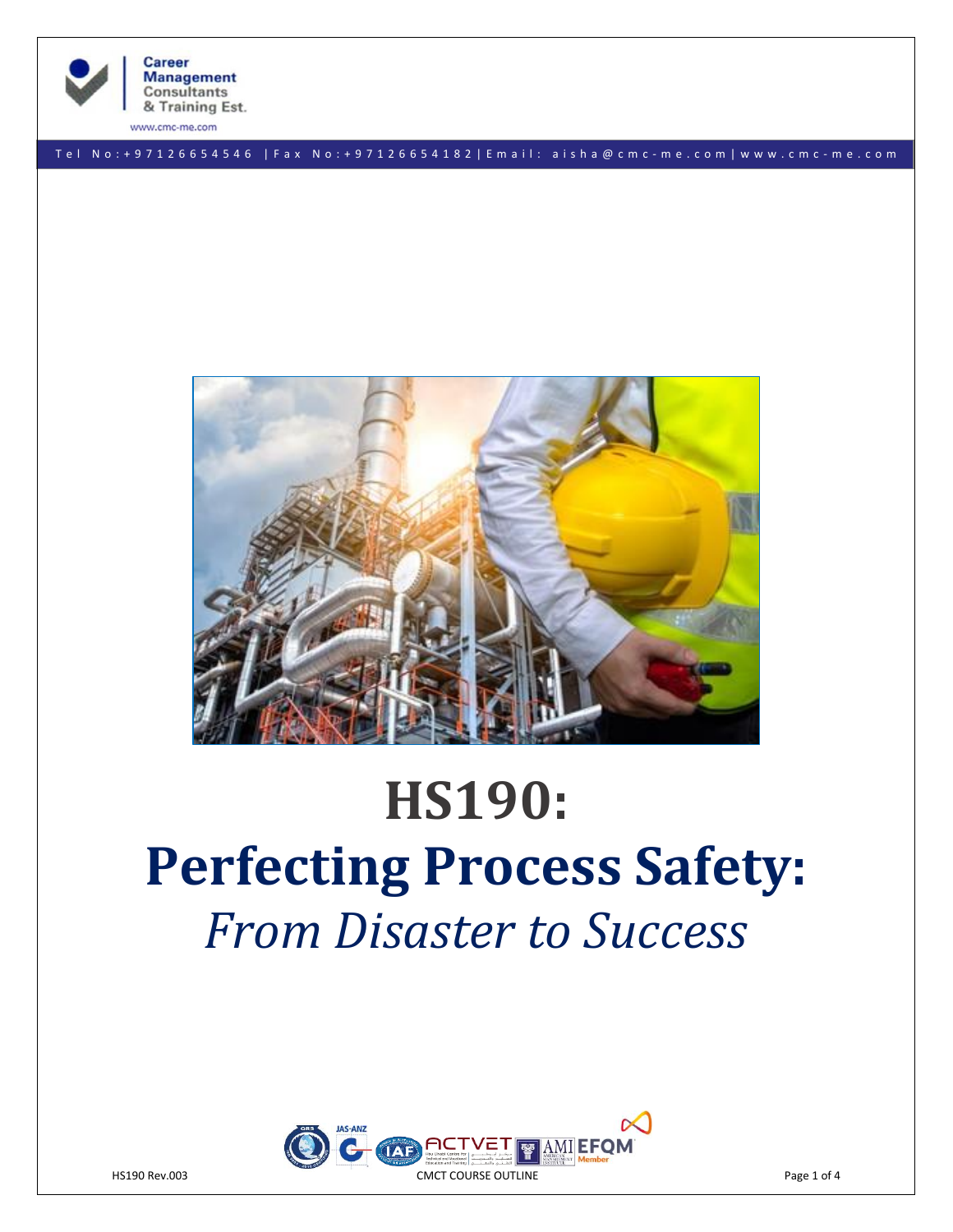# HS190:

# Perfecting Process Safety:

## *From Disaster to Success*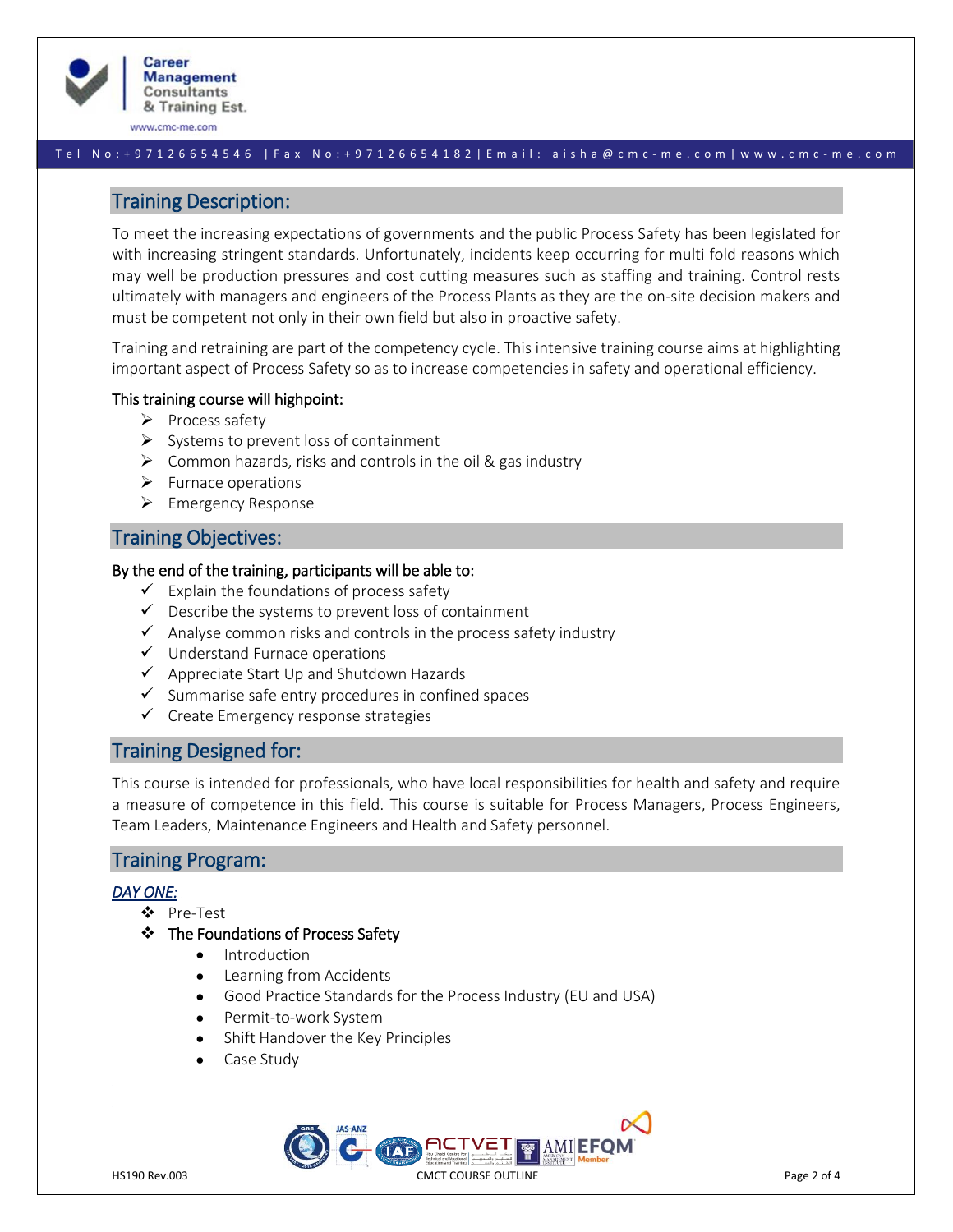## Training Description:

To meet the increasing expectations of governments and the public Process Safety has been legislated for with increasing stringent standards. Unfortunately, incidents keep occurring for multi fold reasons which may well be production pressures and cost cutting measures such as staffing and training. Control rests ultimately with managers and engineers of the Process Plants as they are the on-site decision makers and must be competent not only in their own field but also in proactive safety.

Training and retraining are part of the competency cycle. This intensive training course aims at highlighting important aspect of Process Safety so as to increase competencies in safety and operational efficiency.

**This training course will highpoint:**

- Process safety
- Systems to prevent loss of containment
- Common hazards, risks and controls in the oil & gas industry
- Furnace operations
- Emergency Response

## Training Objectives:

**By the end of the training, participants will be able to:**

- Explain the foundations of process safety
- Describe the systems to prevent loss of containment
- Analyse common risks and controls in the process safety industry
- Understand Furnace operations
- Appreciate Start Up and Shutdown Hazards
- Summarise safe entry procedures in confined spaces
- Create Emergency response strategies

## Training Designed for:

This course is intended for professionals, who have local responsibilities for health and safety and require a measure of competence in this field. This course is suitable for Process Managers, Process Engineers, Team Leaders, Maintenance Engineers and Health and Safety personnel.

## Training Program:

***DAY ONE:***

- Pre-Test
- **The Foundations of Process Safety**
  - Introduction
  - Learning from Accidents
  - Good Practice Standards for the Process Industry (EU and USA)
  - Permit-to-work System
  - Shift Handover the Key Principles
  - Case Study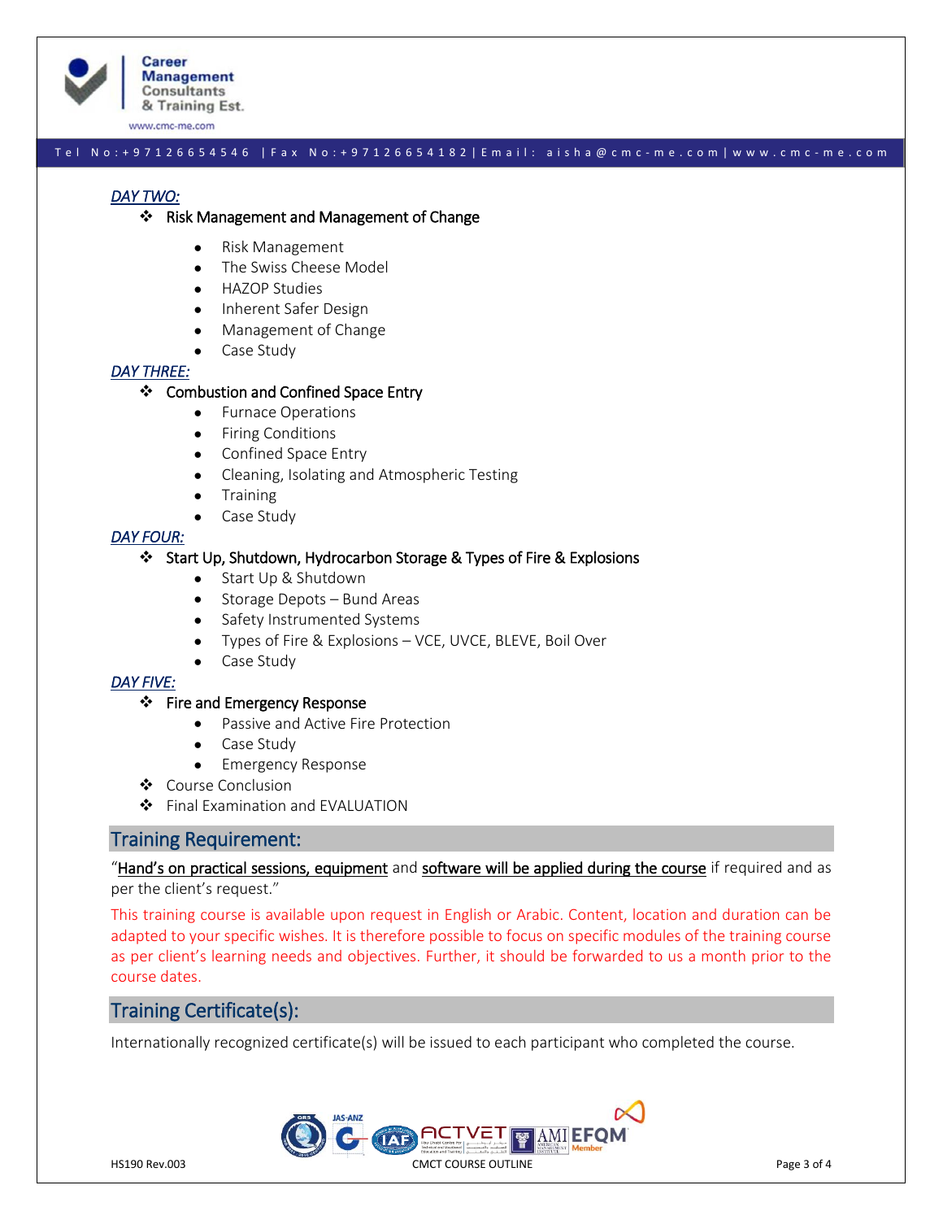*DAY TWO:*

- Risk Management and Management of Change
    - Risk Management
    - The Swiss Cheese Model
    - HAZOP Studies
    - Inherent Safer Design
    - Management of Change
    - Case Study

*DAY THREE:*

- Combustion and Confined Space Entry
    - Furnace Operations
    - Firing Conditions
    - Confined Space Entry
    - Cleaning, Isolating and Atmospheric Testing
    - Training
    - Case Study

*DAY FOUR:*

- Start Up, Shutdown, Hydrocarbon Storage & Types of Fire & Explosions
    - Start Up & Shutdown
    - Storage Depots – Bund Areas
    - Safety Instrumented Systems
    - Types of Fire & Explosions – VCE, UVCE, BLEVE, Boil Over
    - Case Study

*DAY FIVE:*

- Fire and Emergency Response
    - Passive and Active Fire Protection
    - Case Study
    - Emergency Response
- Course Conclusion
- Final Examination and EVALUATION

## Training Requirement:

"Hand's on practical sessions, equipment and software will be applied during the course if required and as per the client's request."

This training course is available upon request in English or Arabic. Content, location and duration can be adapted to your specific wishes. It is therefore possible to focus on specific modules of the training course as per client's learning needs and objectives. Further, it should be forwarded to us a month prior to the course dates.

## Training Certificate(s):

Internationally recognized certificate(s) will be issued to each participant who completed the course.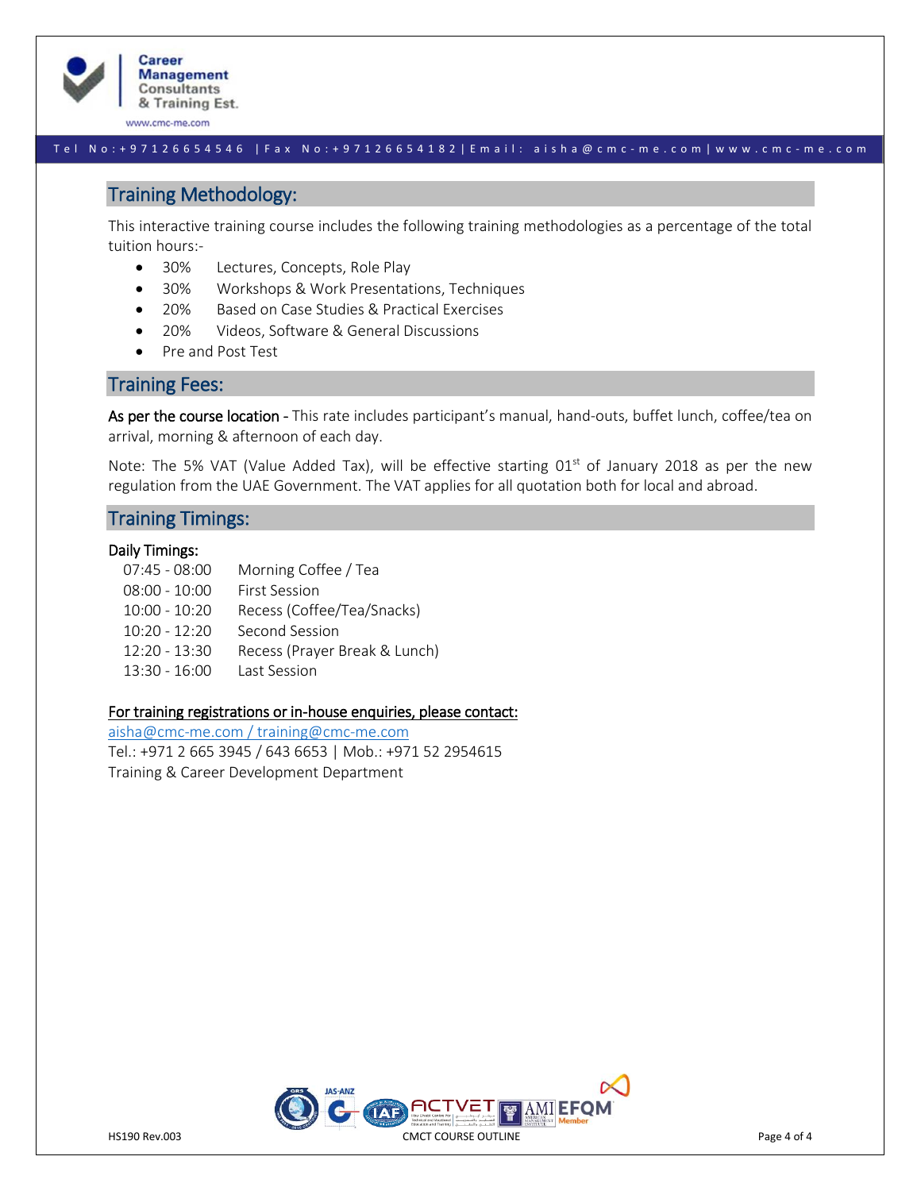## Training Methodology:

This interactive training course includes the following training methodologies as a percentage of the total tuition hours:-

- 30% Lectures, Concepts, Role Play
- 30% Workshops & Work Presentations, Techniques
- 20% Based on Case Studies & Practical Exercises
- 20% Videos, Software & General Discussions
- Pre and Post Test

## Training Fees:

**As per the course location** - This rate includes participant's manual, hand-outs, buffet lunch, coffee/tea on arrival, morning & afternoon of each day.

Note: The 5% VAT (Value Added Tax), will be effective starting 01st of January 2018 as per the new regulation from the UAE Government. The VAT applies for all quotation both for local and abroad.

## Training Timings:

**Daily Timings:**

| | |
|---|---|
| 07:45 - 08:00 | Morning Coffee / Tea |
| 08:00 - 10:00 | First Session |
| 10:00 - 10:20 | Recess (Coffee/Tea/Snacks) |
| 10:20 - 12:20 | Second Session |
| 12:20 - 13:30 | Recess (Prayer Break & Lunch) |
| 13:30 - 16:00 | Last Session |

**For training registrations or in-house enquiries, please contact:**

aisha@cmc-me.com / training@cmc-me.com
Tel.: +971 2 665 3945 / 643 6653 | Mob.: +971 52 2954615
Training & Career Development Department